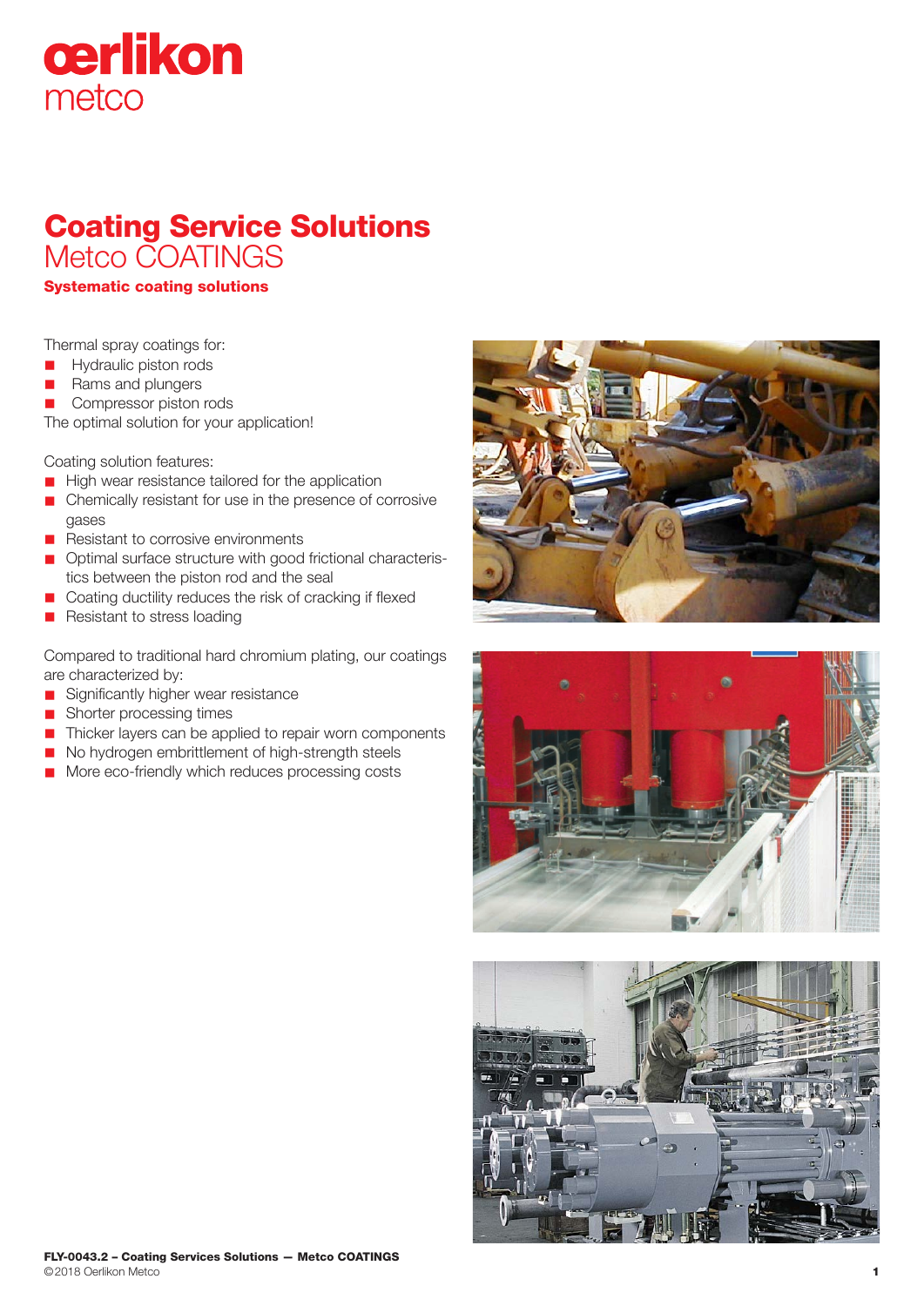oerlikon metco

# Coating Service Solutions
## Metco COATINGS
**Systematic coating solutions**

Thermal spray coatings for:

- Hydraulic piston rods
- Rams and plungers
- Compressor piston rods

The optimal solution for your application!

Coating solution features:

- High wear resistance tailored for the application
- Chemically resistant for use in the presence of corrosive gases
- Resistant to corrosive environments
- Optimal surface structure with good frictional characteristics between the piston rod and the seal
- Coating ductility reduces the risk of cracking if flexed
- Resistant to stress loading

Compared to traditional hard chromium plating, our coatings are characterized by:

- Significantly higher wear resistance
- Shorter processing times
- Thicker layers can be applied to repair worn components
- No hydrogen embrittlement of high-strength steels
- More eco-friendly which reduces processing costs

**FLY-0043.2 – Coating Services Solutions — Metco COATINGS**
©2018 Oerlikon Metco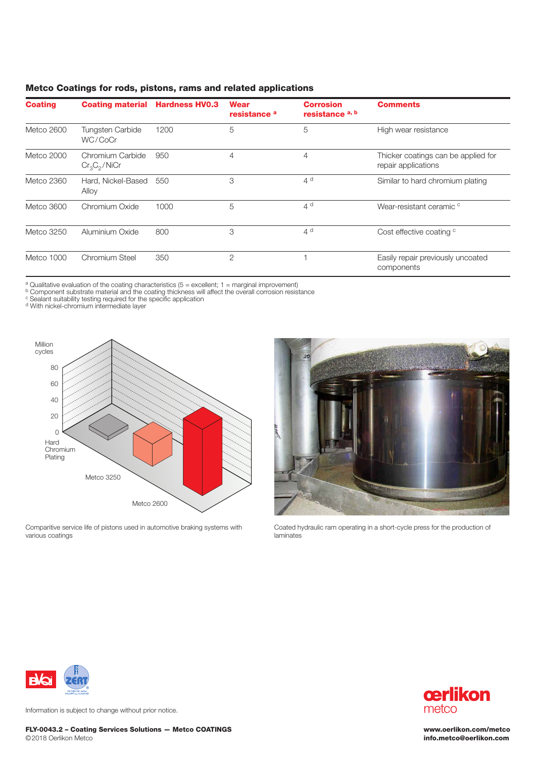## Metco Coatings for rods, pistons, rams and related applications

| Coating | Coating material | Hardness HV0.3 | Wear resistance [a] | Corrosion resistance [a, b] | Comments |
|---|---|---|---|---|---|
| Metco 2600 | Tungsten Carbide WC/CoCr | 1200 | 5 | 5 | High wear resistance |
| Metco 2000 | Chromium Carbide $Cr_3C_2$/NiCr | 950 | 4 | 4 | Thicker coatings can be applied for repair applications |
| Metco 2360 | Hard, Nickel-Based Alloy | 550 | 3 | 4 [d] | Similar to hard chromium plating |
| Metco 3600 | Chromium Oxide | 1000 | 5 | 4 [d] | Wear-resistant ceramic [c] |
| Metco 3250 | Aluminium Oxide | 800 | 3 | 4 [d] | Cost effective coating [c] |
| Metco 1000 | Chromium Steel | 350 | 2 | 1 | Easily repair previously uncoated components |

[a] Qualitative evaluation of the coating characteristics (5 = excellent; 1 = marginal improvement)
[b] Component substrate material and the coating thickness will affect the overall corrosion resistance
[c] Sealant suitability testing required for the specific application
[d] With nickel-chromium intermediate layer

Million cycles
80
60
40
20
0
Hard Chromium Plating
Metco 3250
Metco 2600

Comparitive service life of pistons used in automotive braking systems with various coatings

Coated hydraulic ram operating in a short-cycle press for the production of laminates

Information is subject to change without prior notice.

**FLY-0043.2 – Coating Services Solutions — Metco COATINGS**
©2018 Oerlikon Metco

**www.oerlikon.com/metco**
**info.metco@oerlikon.com**